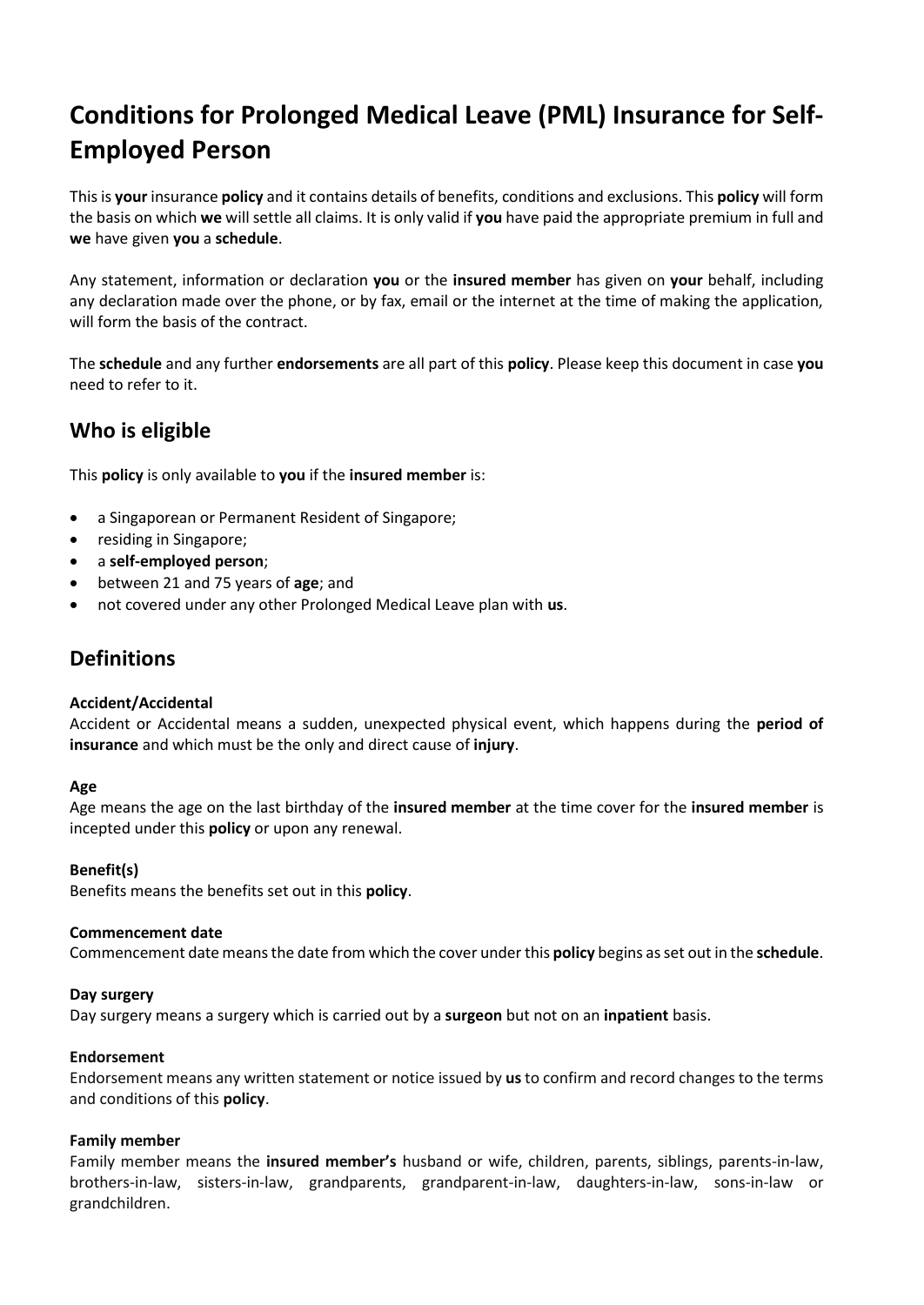# Conditions for Prolonged Medical Leave (PML) Insurance for Self-Employed Person

This is **your** insurance **policy** and it contains details of benefits, conditions and exclusions. This **policy** will form the basis on which **we** will settle all claims. It is only valid if **you** have paid the appropriate premium in full and **we** have given **you** a **schedule**.

Any statement, information or declaration **you** or the **insured member** has given on **your** behalf, including any declaration made over the phone, or by fax, email or the internet at the time of making the application, will form the basis of the contract.

The **schedule** and any further **endorsements** are all part of this **policy**. Please keep this document in case **you** need to refer to it.

## Who is eligible

This **policy** is only available to **you** if the **insured member** is:

- a Singaporean or Permanent Resident of Singapore;
- residing in Singapore;
- a **self-employed person**;
- between 21 and 75 years of **age**; and
- not covered under any other Prolonged Medical Leave plan with **us**.

## Definitions

**Accident/Accidental**
Accident or Accidental means a sudden, unexpected physical event, which happens during the **period of insurance** and which must be the only and direct cause of **injury**.

**Age**
Age means the age on the last birthday of the **insured member** at the time cover for the **insured member** is incepted under this **policy** or upon any renewal.

**Benefit(s)**
Benefits means the benefits set out in this **policy**.

**Commencement date**
Commencement date means the date from which the cover under this **policy** begins as set out in the **schedule**.

**Day surgery**
Day surgery means a surgery which is carried out by a **surgeon** but not on an **inpatient** basis.

**Endorsement**
Endorsement means any written statement or notice issued by **us** to confirm and record changes to the terms and conditions of this **policy**.

**Family member**
Family member means the **insured member's** husband or wife, children, parents, siblings, parents-in-law, brothers-in-law, sisters-in-law, grandparents, grandparent-in-law, daughters-in-law, sons-in-law or grandchildren.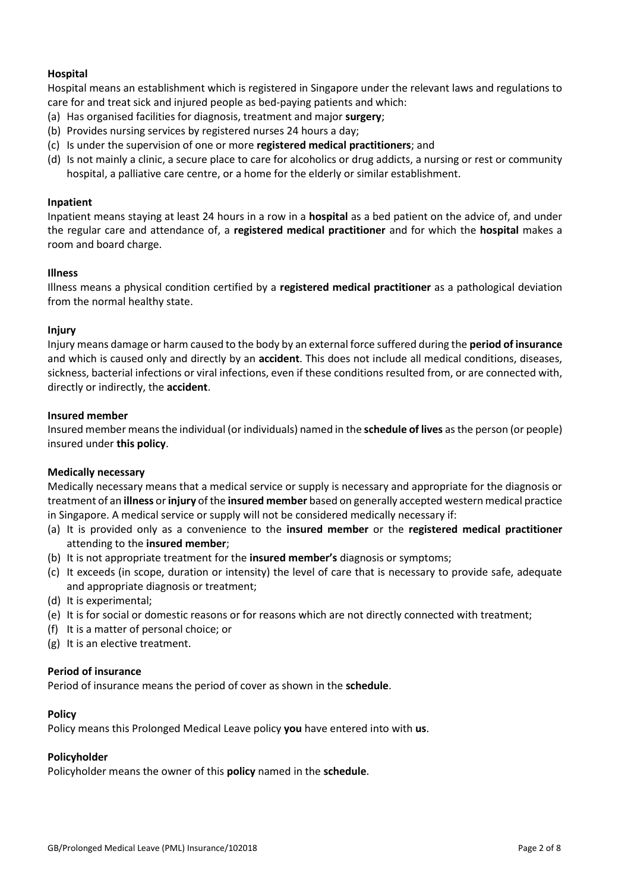### Hospital

Hospital means an establishment which is registered in Singapore under the relevant laws and regulations to care for and treat sick and injured people as bed-paying patients and which:

(a) Has organised facilities for diagnosis, treatment and major **surgery**;
(b) Provides nursing services by registered nurses 24 hours a day;
(c) Is under the supervision of one or more **registered medical practitioners**; and
(d) Is not mainly a clinic, a secure place to care for alcoholics or drug addicts, a nursing or rest or community hospital, a palliative care centre, or a home for the elderly or similar establishment.

### Inpatient

Inpatient means staying at least 24 hours in a row in a **hospital** as a bed patient on the advice of, and under the regular care and attendance of, a **registered medical practitioner** and for which the **hospital** makes a room and board charge.

### Illness

Illness means a physical condition certified by a **registered medical practitioner** as a pathological deviation from the normal healthy state.

### Injury

Injury means damage or harm caused to the body by an external force suffered during the **period of insurance** and which is caused only and directly by an **accident**. This does not include all medical conditions, diseases, sickness, bacterial infections or viral infections, even if these conditions resulted from, or are connected with, directly or indirectly, the **accident**.

### Insured member

Insured member means the individual (or individuals) named in the **schedule of lives** as the person (or people) insured under **this policy**.

### Medically necessary

Medically necessary means that a medical service or supply is necessary and appropriate for the diagnosis or treatment of an **illness** or **injury** of the **insured member** based on generally accepted western medical practice in Singapore. A medical service or supply will not be considered medically necessary if:

(a) It is provided only as a convenience to the **insured member** or the **registered medical practitioner** attending to the **insured member**;
(b) It is not appropriate treatment for the **insured member's** diagnosis or symptoms;
(c) It exceeds (in scope, duration or intensity) the level of care that is necessary to provide safe, adequate and appropriate diagnosis or treatment;
(d) It is experimental;
(e) It is for social or domestic reasons or for reasons which are not directly connected with treatment;
(f) It is a matter of personal choice; or
(g) It is an elective treatment.

### Period of insurance

Period of insurance means the period of cover as shown in the **schedule**.

### Policy

Policy means this Prolonged Medical Leave policy **you** have entered into with **us**.

### Policyholder

Policyholder means the owner of this **policy** named in the **schedule**.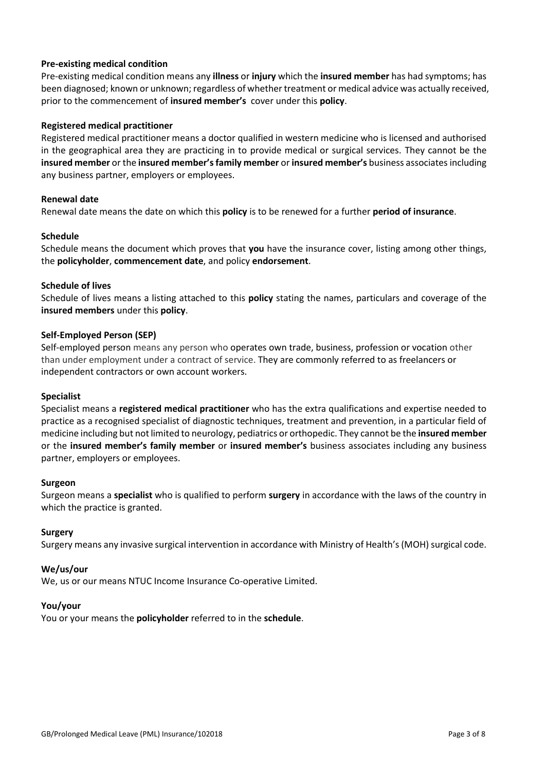**Pre-existing medical condition**

Pre-existing medical condition means any **illness** or **injury** which the **insured member** has had symptoms; has been diagnosed; known or unknown; regardless of whether treatment or medical advice was actually received, prior to the commencement of **insured member's** cover under this **policy**.

**Registered medical practitioner**

Registered medical practitioner means a doctor qualified in western medicine who is licensed and authorised in the geographical area they are practicing in to provide medical or surgical services. They cannot be the **insured member** or the **insured member's family member** or **insured member's** business associates including any business partner, employers or employees.

**Renewal date**

Renewal date means the date on which this **policy** is to be renewed for a further **period of insurance**.

**Schedule**

Schedule means the document which proves that **you** have the insurance cover, listing among other things, the **policyholder**, **commencement date**, and policy **endorsement**.

**Schedule of lives**

Schedule of lives means a listing attached to this **policy** stating the names, particulars and coverage of the **insured members** under this **policy**.

**Self-Employed Person (SEP)**

Self-employed person means any person who operates own trade, business, profession or vocation other than under employment under a contract of service. They are commonly referred to as freelancers or independent contractors or own account workers.

**Specialist**

Specialist means a **registered medical practitioner** who has the extra qualifications and expertise needed to practice as a recognised specialist of diagnostic techniques, treatment and prevention, in a particular field of medicine including but not limited to neurology, pediatrics or orthopedic. They cannot be the **insured member** or the **insured member's family member** or **insured member's** business associates including any business partner, employers or employees.

**Surgeon**

Surgeon means a **specialist** who is qualified to perform **surgery** in accordance with the laws of the country in which the practice is granted.

**Surgery**

Surgery means any invasive surgical intervention in accordance with Ministry of Health's (MOH) surgical code.

**We/us/our**

We, us or our means NTUC Income Insurance Co-operative Limited.

**You/your**

You or your means the **policyholder** referred to in the **schedule**.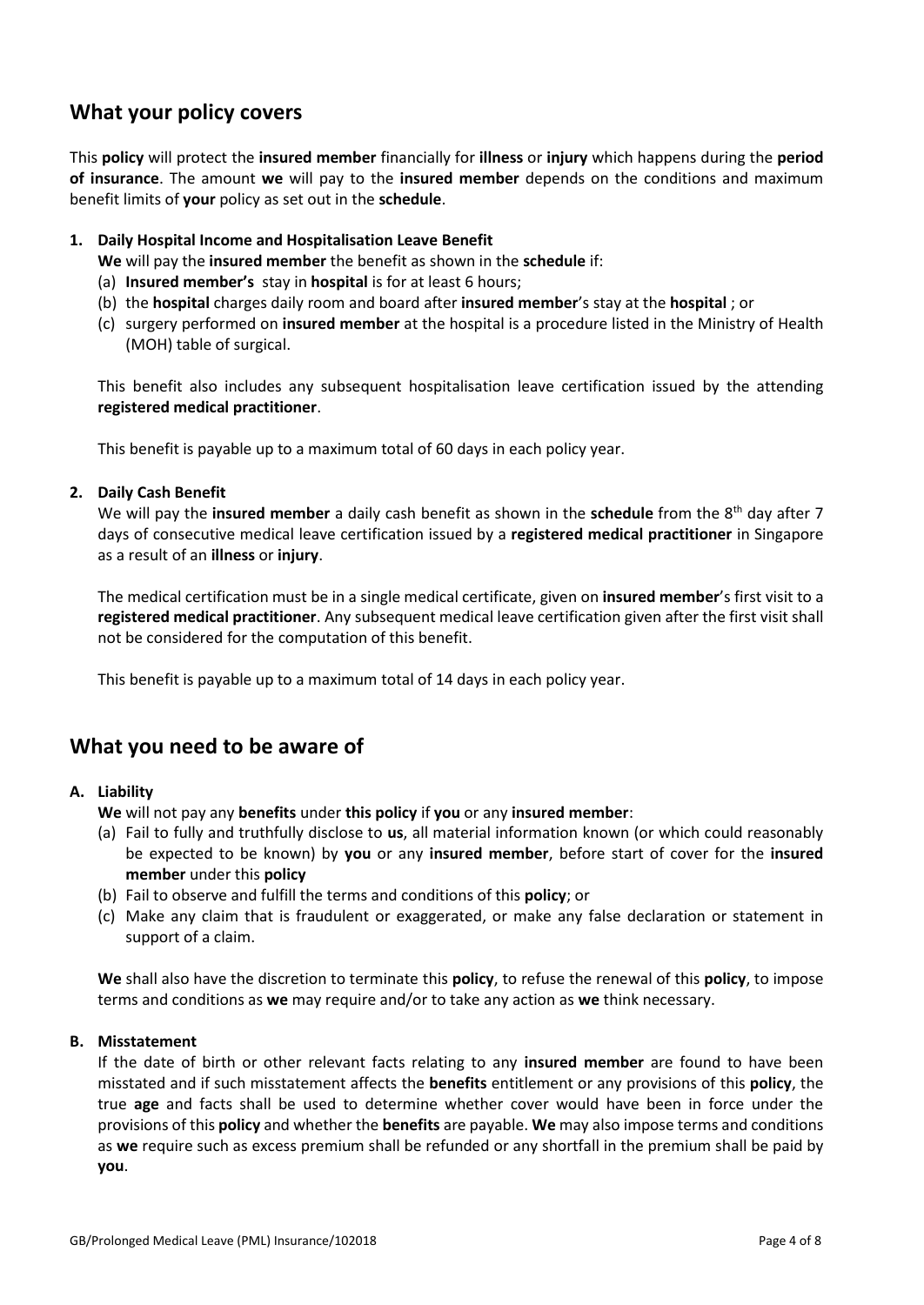## What your policy covers

This **policy** will protect the **insured member** financially for **illness** or **injury** which happens during the **period of insurance**. The amount **we** will pay to the **insured member** depends on the conditions and maximum benefit limits of **your** policy as set out in the **schedule**.

1. **Daily Hospital Income and Hospitalisation Leave Benefit**

   **We** will pay the **insured member** the benefit as shown in the **schedule** if:

   (a) **Insured member's** stay in **hospital** is for at least 6 hours;

   (b) the **hospital** charges daily room and board after **insured member**'s stay at the **hospital** ; or

   (c) surgery performed on **insured member** at the hospital is a procedure listed in the Ministry of Health (MOH) table of surgical.

   This benefit also includes any subsequent hospitalisation leave certification issued by the attending **registered medical practitioner**.

   This benefit is payable up to a maximum total of 60 days in each policy year.

2. **Daily Cash Benefit**

   We will pay the **insured member** a daily cash benefit as shown in the **schedule** from the 8th day after 7 days of consecutive medical leave certification issued by a **registered medical practitioner** in Singapore as a result of an **illness** or **injury**.

   The medical certification must be in a single medical certificate, given on **insured member**'s first visit to a **registered medical practitioner**. Any subsequent medical leave certification given after the first visit shall not be considered for the computation of this benefit.

   This benefit is payable up to a maximum total of 14 days in each policy year.

## What you need to be aware of

**A. Liability**

**We** will not pay any **benefits** under **this policy** if **you** or any **insured member**:

(a) Fail to fully and truthfully disclose to **us**, all material information known (or which could reasonably be expected to be known) by **you** or any **insured member**, before start of cover for the **insured member** under this **policy**

(b) Fail to observe and fulfill the terms and conditions of this **policy**; or

(c) Make any claim that is fraudulent or exaggerated, or make any false declaration or statement in support of a claim.

**We** shall also have the discretion to terminate this **policy**, to refuse the renewal of this **policy**, to impose terms and conditions as **we** may require and/or to take any action as **we** think necessary.

**B. Misstatement**

If the date of birth or other relevant facts relating to any **insured member** are found to have been misstated and if such misstatement affects the **benefits** entitlement or any provisions of this **policy**, the true **age** and facts shall be used to determine whether cover would have been in force under the provisions of this **policy** and whether the **benefits** are payable. **We** may also impose terms and conditions as **we** require such as excess premium shall be refunded or any shortfall in the premium shall be paid by **you**.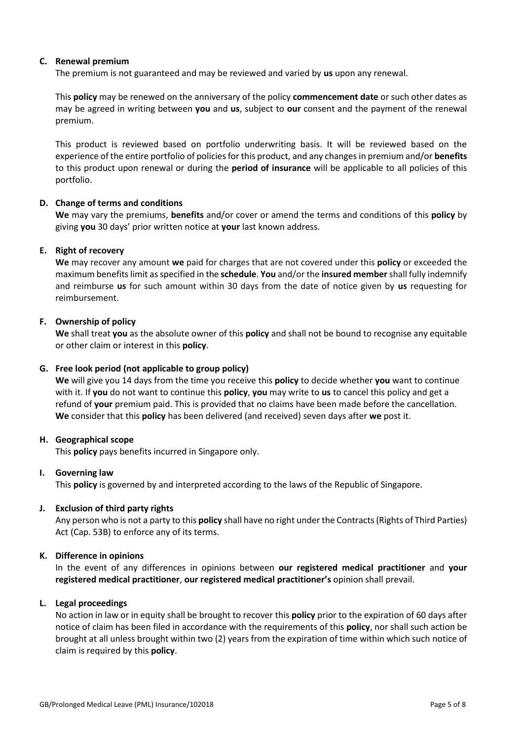### C. Renewal premium

The premium is not guaranteed and may be reviewed and varied by **us** upon any renewal.

This **policy** may be renewed on the anniversary of the policy **commencement date** or such other dates as may be agreed in writing between **you** and **us**, subject to **our** consent and the payment of the renewal premium.

This product is reviewed based on portfolio underwriting basis. It will be reviewed based on the experience of the entire portfolio of policies for this product, and any changes in premium and/or **benefits** to this product upon renewal or during the **period of insurance** will be applicable to all policies of this portfolio.

### D. Change of terms and conditions

**We** may vary the premiums, **benefits** and/or cover or amend the terms and conditions of this **policy** by giving **you** 30 days' prior written notice at **your** last known address.

### E. Right of recovery

**We** may recover any amount **we** paid for charges that are not covered under this **policy** or exceeded the maximum benefits limit as specified in the **schedule**. **You** and/or the **insured member** shall fully indemnify and reimburse **us** for such amount within 30 days from the date of notice given by **us** requesting for reimbursement.

### F. Ownership of policy

**We** shall treat **you** as the absolute owner of this **policy** and shall not be bound to recognise any equitable or other claim or interest in this **policy**.

### G. Free look period (not applicable to group policy)

**We** will give you 14 days from the time you receive this **policy** to decide whether **you** want to continue with it. If **you** do not want to continue this **policy**, **you** may write to **us** to cancel this policy and get a refund of **your** premium paid. This is provided that no claims have been made before the cancellation. **We** consider that this **policy** has been delivered (and received) seven days after **we** post it.

### H. Geographical scope

This **policy** pays benefits incurred in Singapore only.

### I. Governing law

This **policy** is governed by and interpreted according to the laws of the Republic of Singapore.

### J. Exclusion of third party rights

Any person who is not a party to this **policy** shall have no right under the Contracts (Rights of Third Parties) Act (Cap. 53B) to enforce any of its terms.

### K. Difference in opinions

In the event of any differences in opinions between **our registered medical practitioner** and **your registered medical practitioner**, **our registered medical practitioner's** opinion shall prevail.

### L. Legal proceedings

No action in law or in equity shall be brought to recover this **policy** prior to the expiration of 60 days after notice of claim has been filed in accordance with the requirements of this **policy**, nor shall such action be brought at all unless brought within two (2) years from the expiration of time within which such notice of claim is required by this **policy**.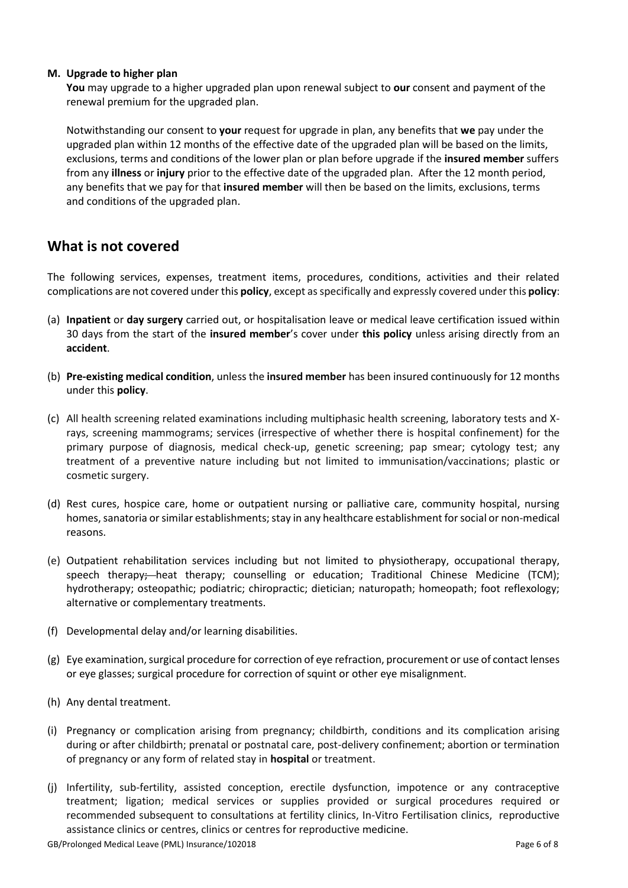**M. Upgrade to higher plan**

**You** may upgrade to a higher upgraded plan upon renewal subject to **our** consent and payment of the renewal premium for the upgraded plan.

Notwithstanding our consent to **your** request for upgrade in plan, any benefits that **we** pay under the upgraded plan within 12 months of the effective date of the upgraded plan will be based on the limits, exclusions, terms and conditions of the lower plan or plan before upgrade if the **insured member** suffers from any **illness** or **injury** prior to the effective date of the upgraded plan. After the 12 month period, any benefits that we pay for that **insured member** will then be based on the limits, exclusions, terms and conditions of the upgraded plan.

## What is not covered

The following services, expenses, treatment items, procedures, conditions, activities and their related complications are not covered under this **policy**, except as specifically and expressly covered under this **policy**:

(a) **Inpatient** or **day surgery** carried out, or hospitalisation leave or medical leave certification issued within 30 days from the start of the **insured member**'s cover under **this policy** unless arising directly from an **accident**.

(b) **Pre-existing medical condition**, unless the **insured member** has been insured continuously for 12 months under this **policy**.

(c) All health screening related examinations including multiphasic health screening, laboratory tests and X-rays, screening mammograms; services (irrespective of whether there is hospital confinement) for the primary purpose of diagnosis, medical check-up, genetic screening; pap smear; cytology test; any treatment of a preventive nature including but not limited to immunisation/vaccinations; plastic or cosmetic surgery.

(d) Rest cures, hospice care, home or outpatient nursing or palliative care, community hospital, nursing homes, sanatoria or similar establishments; stay in any healthcare establishment for social or non-medical reasons.

(e) Outpatient rehabilitation services including but not limited to physiotherapy, occupational therapy, speech therapy; heat therapy; counselling or education; Traditional Chinese Medicine (TCM); hydrotherapy; osteopathic; podiatric; chiropractic; dietician; naturopath; homeopath; foot reflexology; alternative or complementary treatments.

(f) Developmental delay and/or learning disabilities.

(g) Eye examination, surgical procedure for correction of eye refraction, procurement or use of contact lenses or eye glasses; surgical procedure for correction of squint or other eye misalignment.

(h) Any dental treatment.

(i) Pregnancy or complication arising from pregnancy; childbirth, conditions and its complication arising during or after childbirth; prenatal or postnatal care, post-delivery confinement; abortion or termination of pregnancy or any form of related stay in **hospital** or treatment.

(j) Infertility, sub-fertility, assisted conception, erectile dysfunction, impotence or any contraceptive treatment; ligation; medical services or supplies provided or surgical procedures required or recommended subsequent to consultations at fertility clinics, In-Vitro Fertilisation clinics, reproductive assistance clinics or centres, clinics or centres for reproductive medicine.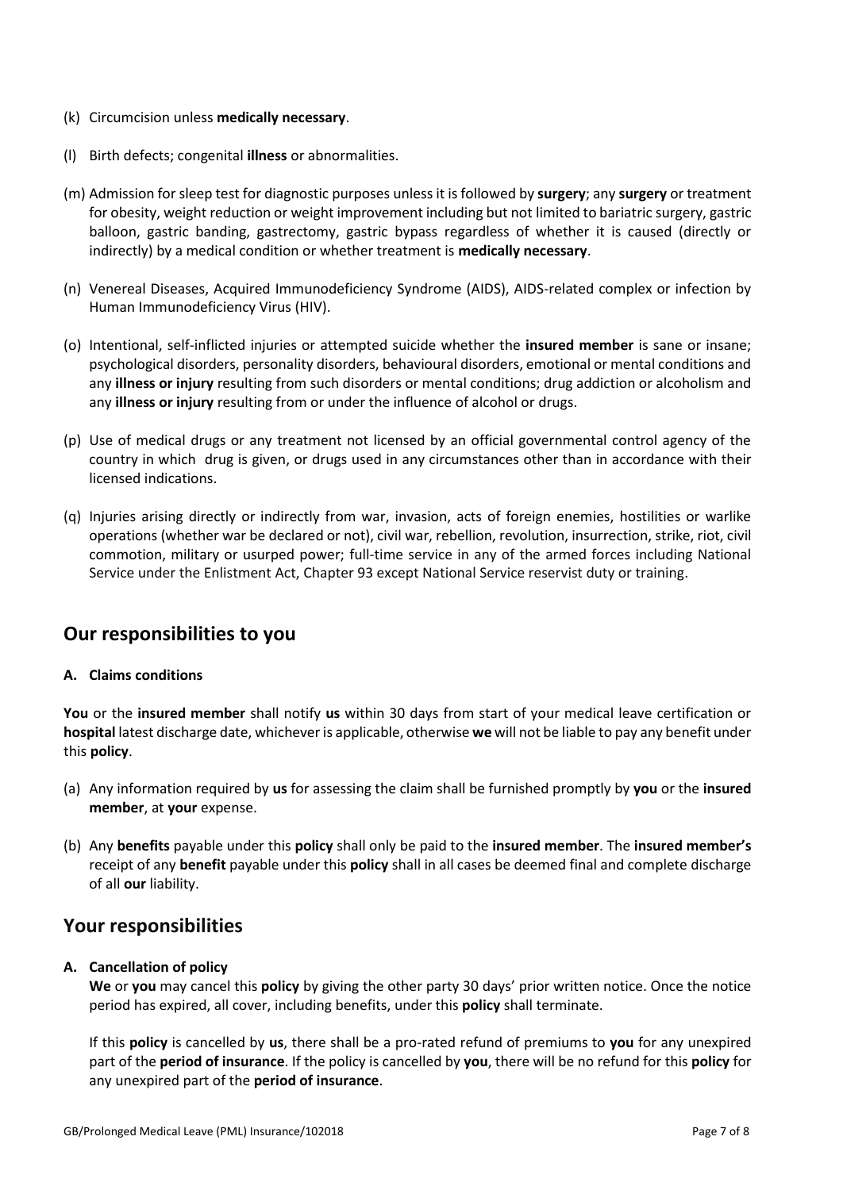(k) Circumcision unless **medically necessary**.

(l) Birth defects; congenital **illness** or abnormalities.

(m) Admission for sleep test for diagnostic purposes unless it is followed by **surgery**; any **surgery** or treatment for obesity, weight reduction or weight improvement including but not limited to bariatric surgery, gastric balloon, gastric banding, gastrectomy, gastric bypass regardless of whether it is caused (directly or indirectly) by a medical condition or whether treatment is **medically necessary**.

(n) Venereal Diseases, Acquired Immunodeficiency Syndrome (AIDS), AIDS-related complex or infection by Human Immunodeficiency Virus (HIV).

(o) Intentional, self-inflicted injuries or attempted suicide whether the **insured member** is sane or insane; psychological disorders, personality disorders, behavioural disorders, emotional or mental conditions and any **illness or injury** resulting from such disorders or mental conditions; drug addiction or alcoholism and any **illness or injury** resulting from or under the influence of alcohol or drugs.

(p) Use of medical drugs or any treatment not licensed by an official governmental control agency of the country in which drug is given, or drugs used in any circumstances other than in accordance with their licensed indications.

(q) Injuries arising directly or indirectly from war, invasion, acts of foreign enemies, hostilities or warlike operations (whether war be declared or not), civil war, rebellion, revolution, insurrection, strike, riot, civil commotion, military or usurped power; full-time service in any of the armed forces including National Service under the Enlistment Act, Chapter 93 except National Service reservist duty or training.

## Our responsibilities to you

### A. Claims conditions

**You** or the **insured member** shall notify **us** within 30 days from start of your medical leave certification or **hospital** latest discharge date, whichever is applicable, otherwise **we** will not be liable to pay any benefit under this **policy**.

(a) Any information required by **us** for assessing the claim shall be furnished promptly by **you** or the **insured member**, at **your** expense.

(b) Any **benefits** payable under this **policy** shall only be paid to the **insured member**. The **insured member's** receipt of any **benefit** payable under this **policy** shall in all cases be deemed final and complete discharge of all **our** liability.

## Your responsibilities

### A. Cancellation of policy

**We** or **you** may cancel this **policy** by giving the other party 30 days' prior written notice. Once the notice period has expired, all cover, including benefits, under this **policy** shall terminate.

If this **policy** is cancelled by **us**, there shall be a pro-rated refund of premiums to **you** for any unexpired part of the **period of insurance**. If the policy is cancelled by **you**, there will be no refund for this **policy** for any unexpired part of the **period of insurance**.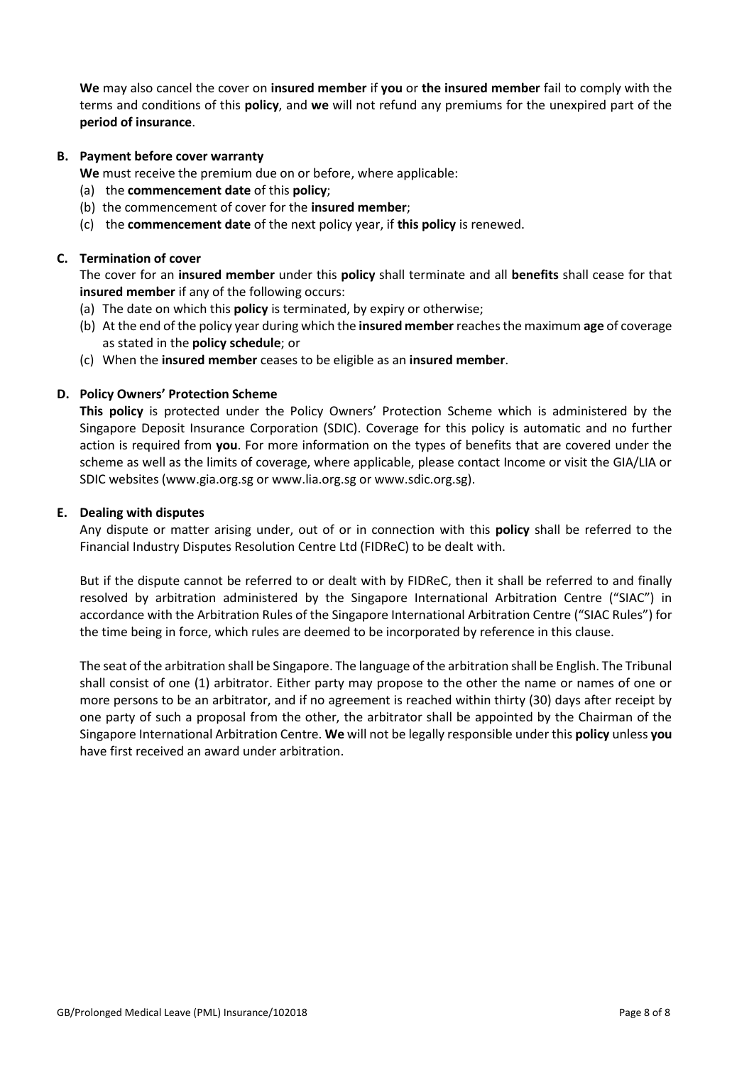**We** may also cancel the cover on **insured member** if **you** or **the insured member** fail to comply with the terms and conditions of this **policy**, and **we** will not refund any premiums for the unexpired part of the **period of insurance**.

**B. Payment before cover warranty**

**We** must receive the premium due on or before, where applicable:

(a) the **commencement date** of this **policy**;
(b) the commencement of cover for the **insured member**;
(c) the **commencement date** of the next policy year, if **this policy** is renewed.

**C. Termination of cover**

The cover for an **insured member** under this **policy** shall terminate and all **benefits** shall cease for that **insured member** if any of the following occurs:

(a) The date on which this **policy** is terminated, by expiry or otherwise;
(b) At the end of the policy year during which the **insured member** reaches the maximum **age** of coverage as stated in the **policy schedule**; or
(c) When the **insured member** ceases to be eligible as an **insured member**.

**D. Policy Owners' Protection Scheme**

**This policy** is protected under the Policy Owners' Protection Scheme which is administered by the Singapore Deposit Insurance Corporation (SDIC). Coverage for this policy is automatic and no further action is required from **you**. For more information on the types of benefits that are covered under the scheme as well as the limits of coverage, where applicable, please contact Income or visit the GIA/LIA or SDIC websites (www.gia.org.sg or www.lia.org.sg or www.sdic.org.sg).

**E. Dealing with disputes**

Any dispute or matter arising under, out of or in connection with this **policy** shall be referred to the Financial Industry Disputes Resolution Centre Ltd (FIDReC) to be dealt with.

But if the dispute cannot be referred to or dealt with by FIDReC, then it shall be referred to and finally resolved by arbitration administered by the Singapore International Arbitration Centre ("SIAC") in accordance with the Arbitration Rules of the Singapore International Arbitration Centre ("SIAC Rules") for the time being in force, which rules are deemed to be incorporated by reference in this clause.

The seat of the arbitration shall be Singapore. The language of the arbitration shall be English. The Tribunal shall consist of one (1) arbitrator. Either party may propose to the other the name or names of one or more persons to be an arbitrator, and if no agreement is reached within thirty (30) days after receipt by one party of such a proposal from the other, the arbitrator shall be appointed by the Chairman of the Singapore International Arbitration Centre. **We** will not be legally responsible under this **policy** unless **you** have first received an award under arbitration.